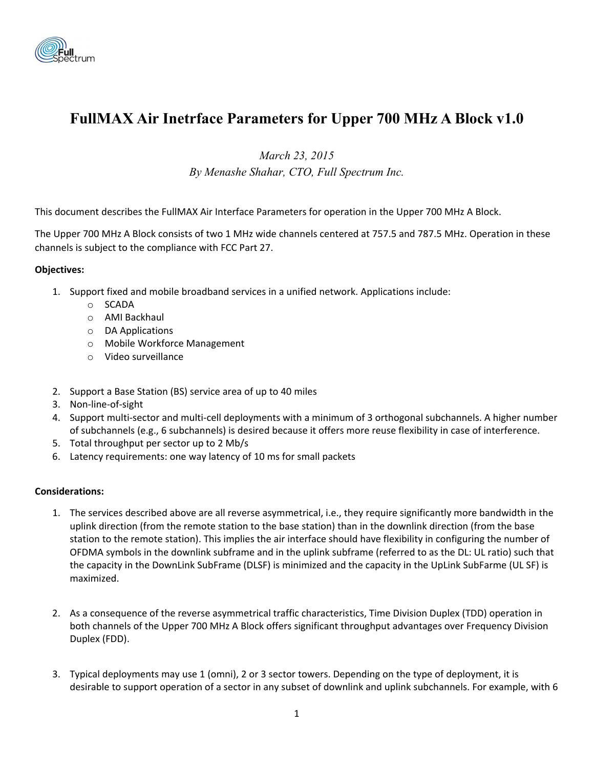# FullMAX Air Inetrface Parameters for Upper 700 MHz A Block v1.0

*March 23, 2015*

*By Menashe Shahar, CTO, Full Spectrum Inc.*

This document describes the FullMAX Air Interface Parameters for operation in the Upper 700 MHz A Block.

The Upper 700 MHz A Block consists of two 1 MHz wide channels centered at 757.5 and 787.5 MHz. Operation in these channels is subject to the compliance with FCC Part 27.

**Objectives:**

1. Support fixed and mobile broadband services in a unified network. Applications include:
    - SCADA
    - AMI Backhaul
    - DA Applications
    - Mobile Workforce Management
    - Video surveillance
2. Support a Base Station (BS) service area of up to 40 miles
3. Non-line-of-sight
4. Support multi-sector and multi-cell deployments with a minimum of 3 orthogonal subchannels. A higher number of subchannels (e.g., 6 subchannels) is desired because it offers more reuse flexibility in case of interference.
5. Total throughput per sector up to 2 Mb/s
6. Latency requirements: one way latency of 10 ms for small packets

**Considerations:**

1. The services described above are all reverse asymmetrical, i.e., they require significantly more bandwidth in the uplink direction (from the remote station to the base station) than in the downlink direction (from the base station to the remote station). This implies the air interface should have flexibility in configuring the number of OFDMA symbols in the downlink subframe and in the uplink subframe (referred to as the DL: UL ratio) such that the capacity in the DownLink SubFrame (DLSF) is minimized and the capacity in the UpLink SubFarme (UL SF) is maximized.
2. As a consequence of the reverse asymmetrical traffic characteristics, Time Division Duplex (TDD) operation in both channels of the Upper 700 MHz A Block offers significant throughput advantages over Frequency Division Duplex (FDD).
3. Typical deployments may use 1 (omni), 2 or 3 sector towers. Depending on the type of deployment, it is desirable to support operation of a sector in any subset of downlink and uplink subchannels. For example, with 6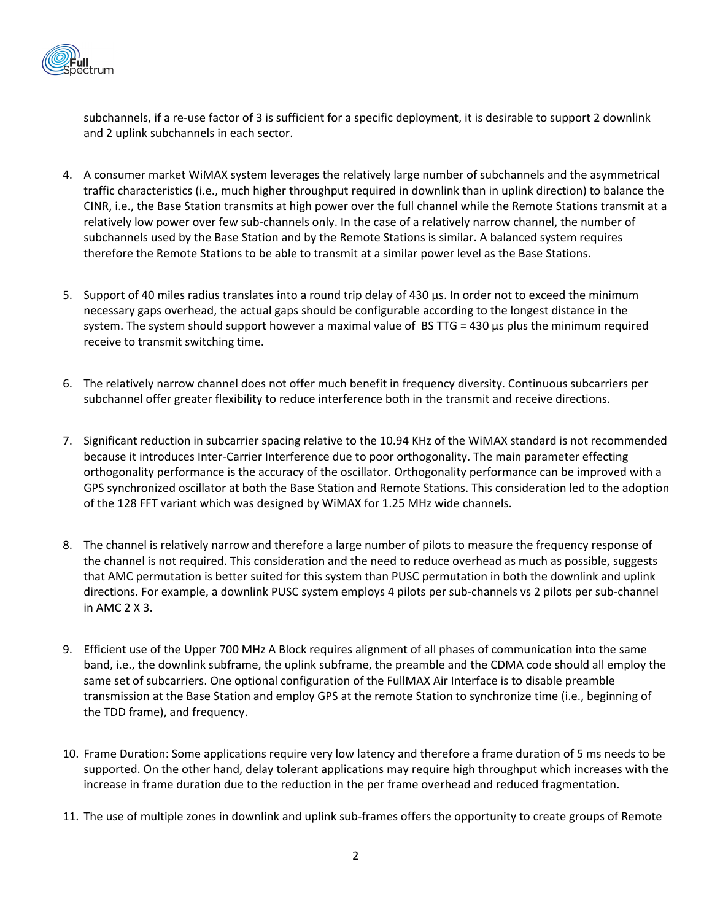subchannels, if a re-use factor of 3 is sufficient for a specific deployment, it is desirable to support 2 downlink and 2 uplink subchannels in each sector.

4. A consumer market WiMAX system leverages the relatively large number of subchannels and the asymmetrical traffic characteristics (i.e., much higher throughput required in downlink than in uplink direction) to balance the CINR, i.e., the Base Station transmits at high power over the full channel while the Remote Stations transmit at a relatively low power over few sub-channels only. In the case of a relatively narrow channel, the number of subchannels used by the Base Station and by the Remote Stations is similar. A balanced system requires therefore the Remote Stations to be able to transmit at a similar power level as the Base Stations.

5. Support of 40 miles radius translates into a round trip delay of 430 µs. In order not to exceed the minimum necessary gaps overhead, the actual gaps should be configurable according to the longest distance in the system. The system should support however a maximal value of BS TTG = 430 µs plus the minimum required receive to transmit switching time.

6. The relatively narrow channel does not offer much benefit in frequency diversity. Continuous subcarriers per subchannel offer greater flexibility to reduce interference both in the transmit and receive directions.

7. Significant reduction in subcarrier spacing relative to the 10.94 KHz of the WiMAX standard is not recommended because it introduces Inter-Carrier Interference due to poor orthogonality. The main parameter effecting orthogonality performance is the accuracy of the oscillator. Orthogonality performance can be improved with a GPS synchronized oscillator at both the Base Station and Remote Stations. This consideration led to the adoption of the 128 FFT variant which was designed by WiMAX for 1.25 MHz wide channels.

8. The channel is relatively narrow and therefore a large number of pilots to measure the frequency response of the channel is not required. This consideration and the need to reduce overhead as much as possible, suggests that AMC permutation is better suited for this system than PUSC permutation in both the downlink and uplink directions. For example, a downlink PUSC system employs 4 pilots per sub-channels vs 2 pilots per sub-channel in AMC 2 X 3.

9. Efficient use of the Upper 700 MHz A Block requires alignment of all phases of communication into the same band, i.e., the downlink subframe, the uplink subframe, the preamble and the CDMA code should all employ the same set of subcarriers. One optional configuration of the FullMAX Air Interface is to disable preamble transmission at the Base Station and employ GPS at the remote Station to synchronize time (i.e., beginning of the TDD frame), and frequency.

10. Frame Duration: Some applications require very low latency and therefore a frame duration of 5 ms needs to be supported. On the other hand, delay tolerant applications may require high throughput which increases with the increase in frame duration due to the reduction in the per frame overhead and reduced fragmentation.

11. The use of multiple zones in downlink and uplink sub-frames offers the opportunity to create groups of Remote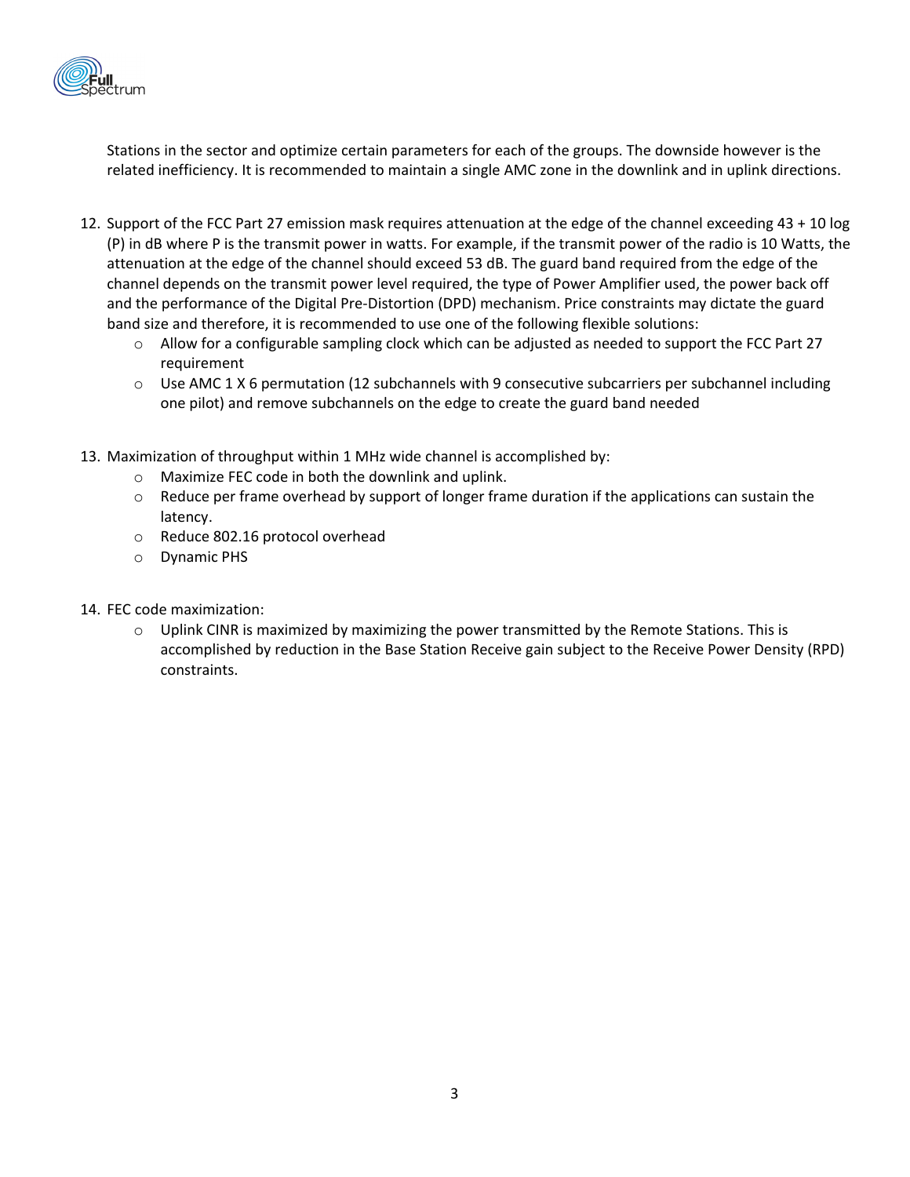Stations in the sector and optimize certain parameters for each of the groups. The downside however is the related inefficiency. It is recommended to maintain a single AMC zone in the downlink and in uplink directions.

12. Support of the FCC Part 27 emission mask requires attenuation at the edge of the channel exceeding 43 + 10 log (P) in dB where P is the transmit power in watts. For example, if the transmit power of the radio is 10 Watts, the attenuation at the edge of the channel should exceed 53 dB. The guard band required from the edge of the channel depends on the transmit power level required, the type of Power Amplifier used, the power back off and the performance of the Digital Pre-Distortion (DPD) mechanism. Price constraints may dictate the guard band size and therefore, it is recommended to use one of the following flexible solutions:
    - Allow for a configurable sampling clock which can be adjusted as needed to support the FCC Part 27 requirement
    - Use AMC 1 X 6 permutation (12 subchannels with 9 consecutive subcarriers per subchannel including one pilot) and remove subchannels on the edge to create the guard band needed

13. Maximization of throughput within 1 MHz wide channel is accomplished by:
    - Maximize FEC code in both the downlink and uplink.
    - Reduce per frame overhead by support of longer frame duration if the applications can sustain the latency.
    - Reduce 802.16 protocol overhead
    - Dynamic PHS

14. FEC code maximization:
    - Uplink CINR is maximized by maximizing the power transmitted by the Remote Stations. This is accomplished by reduction in the Base Station Receive gain subject to the Receive Power Density (RPD) constraints.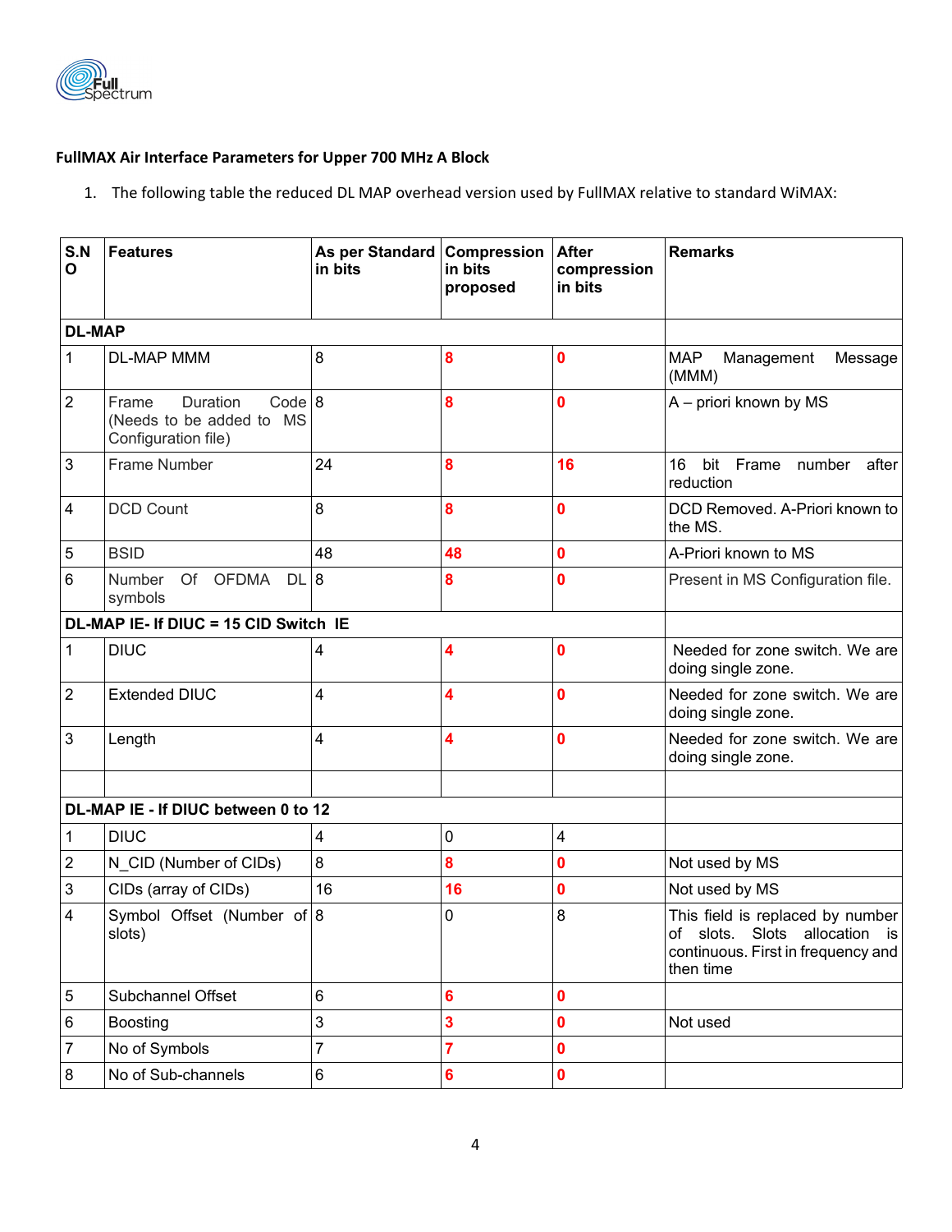**FullMAX Air Interface Parameters for Upper 700 MHz A Block**

1. The following table the reduced DL MAP overhead version used by FullMAX relative to standard WiMAX:

| S.NO | Features | As per Standard in bits | Compression in bits proposed | After compression in bits | Remarks |
|---|---|---|---|---|---|
| **DL-MAP** | | | | | |
| 1 | DL-MAP MMM | 8 | 8 | 0 | MAP Management Message (MMM) |
| 2 | Frame Duration Code (Needs to be added to MS Configuration file) | 8 | 8 | 0 | A – priori known by MS |
| 3 | Frame Number | 24 | 8 | 16 | 16 bit Frame number after reduction |
| 4 | DCD Count | 8 | 8 | 0 | DCD Removed. A-Priori known to the MS. |
| 5 | BSID | 48 | 48 | 0 | A-Priori known to MS |
| 6 | Number Of OFDMA DL symbols | 8 | 8 | 0 | Present in MS Configuration file. |
| **DL-MAP IE- If DIUC = 15 CID Switch IE** | | | | | |
| 1 | DIUC | 4 | 4 | 0 | Needed for zone switch. We are doing single zone. |
| 2 | Extended DIUC | 4 | 4 | 0 | Needed for zone switch. We are doing single zone. |
| 3 | Length | 4 | 4 | 0 | Needed for zone switch. We are doing single zone. |
| | | | | | |
| **DL-MAP IE - If DIUC between 0 to 12** | | | | | |
| 1 | DIUC | 4 | 0 | 4 | |
| 2 | N_CID (Number of CIDs) | 8 | 8 | 0 | Not used by MS |
| 3 | CIDs (array of CIDs) | 16 | 16 | 0 | Not used by MS |
| 4 | Symbol Offset (Number of slots) | 8 | 0 | 8 | This field is replaced by number of slots. Slots allocation is continuous. First in frequency and then time |
| 5 | Subchannel Offset | 6 | 6 | 0 | |
| 6 | Boosting | 3 | 3 | 0 | Not used |
| 7 | No of Symbols | 7 | 7 | 0 | |
| 8 | No of Sub-channels | 6 | 6 | 0 | |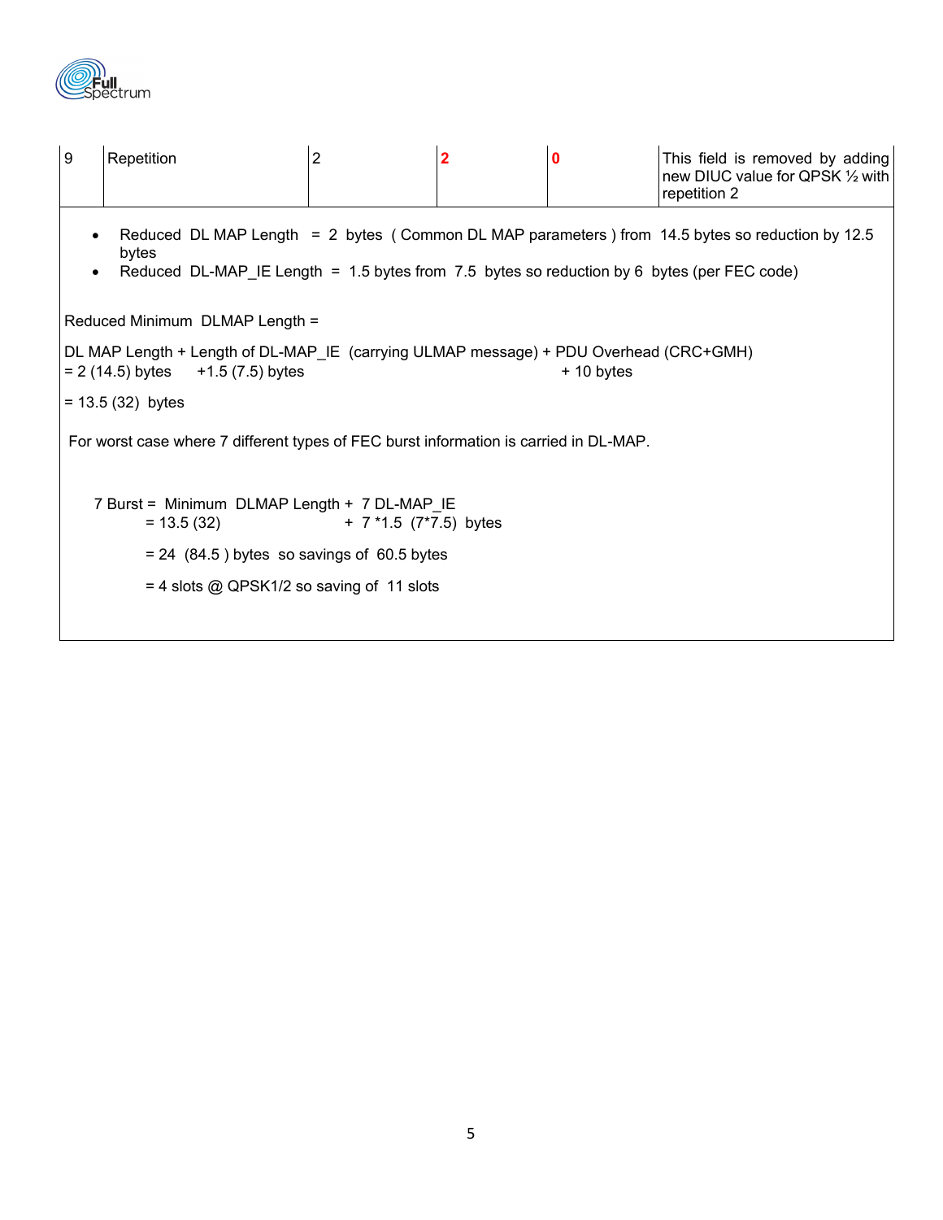| 9 | Repetition | 2 | 2 | 0 | This field is removed by adding new DIUC value for QPSK ½ with repetition 2 |
|---|---|---|---|---|---|

- Reduced DL MAP Length = 2 bytes ( Common DL MAP parameters ) from 14.5 bytes so reduction by 12.5 bytes
- Reduced DL-MAP_IE Length = 1.5 bytes from 7.5 bytes so reduction by 6 bytes (per FEC code)

Reduced Minimum DLMAP Length =

DL MAP Length + Length of DL-MAP_IE (carrying ULMAP message) + PDU Overhead (CRC+GMH)
= 2 (14.5) bytes +1.5 (7.5) bytes + 10 bytes

= 13.5 (32) bytes

For worst case where 7 different types of FEC burst information is carried in DL-MAP.

7 Burst = Minimum DLMAP Length + 7 DL-MAP_IE
= 13.5 (32) + 7 *1.5 (7*7.5) bytes

= 24 (84.5 ) bytes so savings of 60.5 bytes

= 4 slots @ QPSK1/2 so saving of 11 slots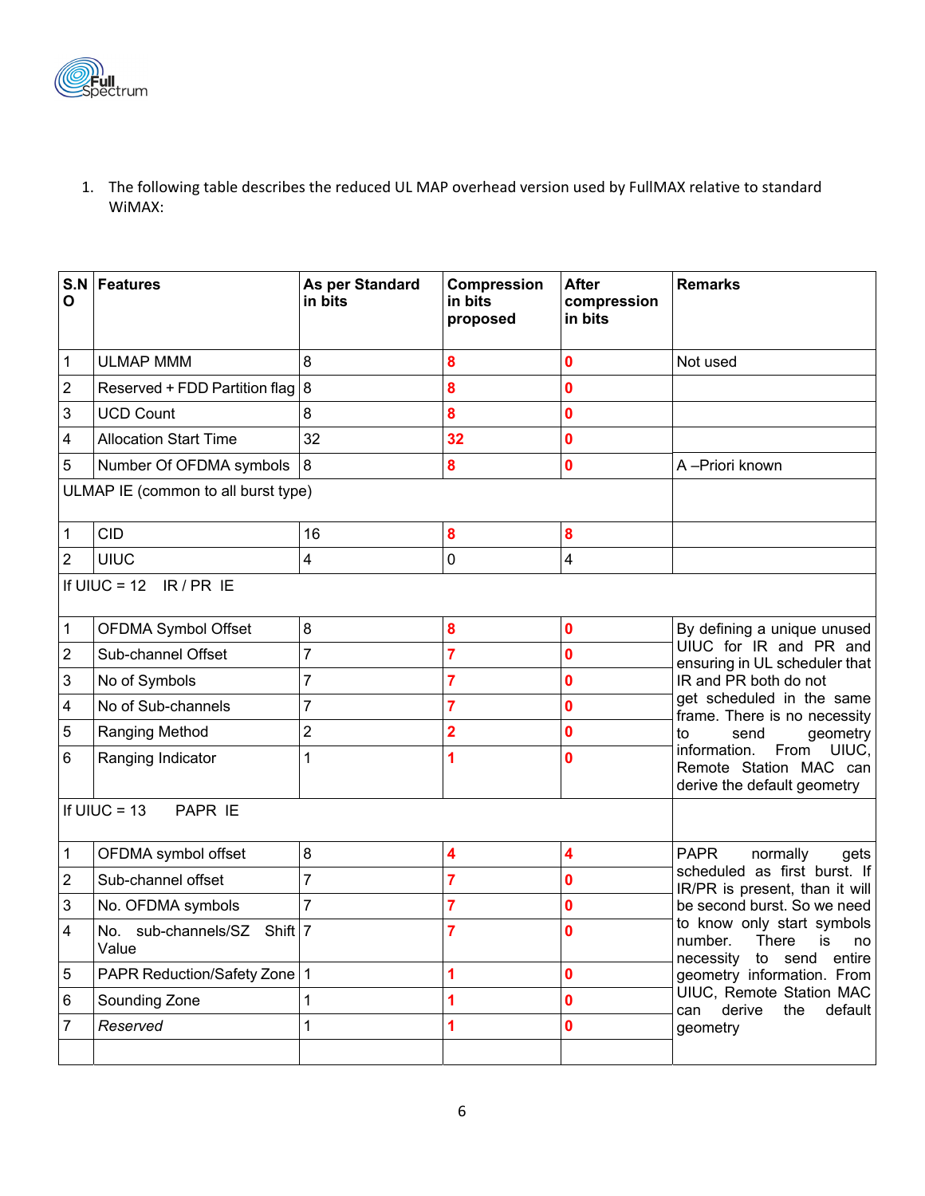1. The following table describes the reduced UL MAP overhead version used by FullMAX relative to standard WiMAX:

| S.NO | Features | As per Standard in bits | Compression in bits proposed | After compression in bits | Remarks |
|---|---|---|---|---|---|
| 1 | ULMAP MMM | 8 | 8 | 0 | Not used |
| 2 | Reserved + FDD Partition flag | 8 | 8 | 0 | |
| 3 | UCD Count | 8 | 8 | 0 | |
| 4 | Allocation Start Time | 32 | 32 | 0 | |
| 5 | Number Of OFDMA symbols | 8 | 8 | 0 | A –Priori known |
| ULMAP IE (common to all burst type) | | | | | |
| 1 | CID | 16 | 8 | 8 | |
| 2 | UIUC | 4 | 0 | 4 | |
| If UIUC = 12 IR / PR IE | | | | | |
| 1 | OFDMA Symbol Offset | 8 | 8 | 0 | By defining a unique unused UIUC for IR and PR and ensuring in UL scheduler that IR and PR both do not get scheduled in the same frame. There is no necessity to send geometry information. From UIUC, Remote Station MAC can derive the default geometry |
| 2 | Sub-channel Offset | 7 | 7 | 0 | |
| 3 | No of Symbols | 7 | 7 | 0 | |
| 4 | No of Sub-channels | 7 | 7 | 0 | |
| 5 | Ranging Method | 2 | 2 | 0 | |
| 6 | Ranging Indicator | 1 | 1 | 0 | |
| If UIUC = 13 PAPR IE | | | | | |
| 1 | OFDMA symbol offset | 8 | 4 | 4 | PAPR normally gets scheduled as first burst. If IR/PR is present, than it will be second burst. So we need to know only start symbols number. There is no necessity to send entire geometry information. From UIUC, Remote Station MAC can derive the default geometry |
| 2 | Sub-channel offset | 7 | 7 | 0 | |
| 3 | No. OFDMA symbols | 7 | 7 | 0 | |
| 4 | No. sub-channels/SZ Shift Value | 7 | 7 | 0 | |
| 5 | PAPR Reduction/Safety Zone | 1 | 1 | 0 | |
| 6 | Sounding Zone | 1 | 1 | 0 | |
| 7 | *Reserved* | 1 | 1 | 0 | |
| | | | | | |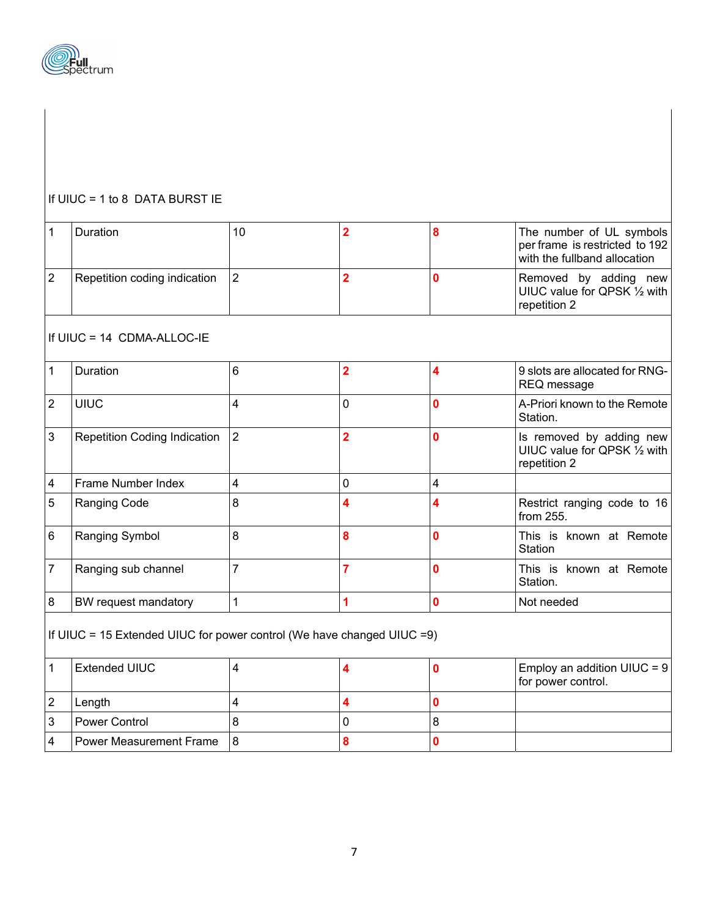| | | | | | |
|---|---|---|---|---|---|
| If UIUC = 1 to 8 DATA BURST IE | | | | | |
| 1 | Duration | 10 | **2** | **8** | The number of UL symbols per frame is restricted to 192 with the fullband allocation |
| 2 | Repetition coding indication | 2 | **2** | **0** | Removed by adding new UIUC value for QPSK ½ with repetition 2 |
| If UIUC = 14 CDMA-ALLOC-IE | | | | | |
| 1 | Duration | 6 | **2** | **4** | 9 slots are allocated for RNG-REQ message |
| 2 | UIUC | 4 | 0 | **0** | A-Priori known to the Remote Station. |
| 3 | Repetition Coding Indication | 2 | **2** | **0** | Is removed by adding new UIUC value for QPSK ½ with repetition 2 |
| 4 | Frame Number Index | 4 | 0 | 4 | |
| 5 | Ranging Code | 8 | **4** | **4** | Restrict ranging code to 16 from 255. |
| 6 | Ranging Symbol | 8 | **8** | **0** | This is known at Remote Station |
| 7 | Ranging sub channel | 7 | **7** | **0** | This is known at Remote Station. |
| 8 | BW request mandatory | 1 | **1** | **0** | Not needed |
| If UIUC = 15 Extended UIUC for power control (We have changed UIUC =9) | | | | | |
| 1 | Extended UIUC | 4 | **4** | **0** | Employ an addition UIUC = 9 for power control. |
| 2 | Length | 4 | **4** | **0** | |
| 3 | Power Control | 8 | 0 | 8 | |
| 4 | Power Measurement Frame | 8 | **8** | **0** | |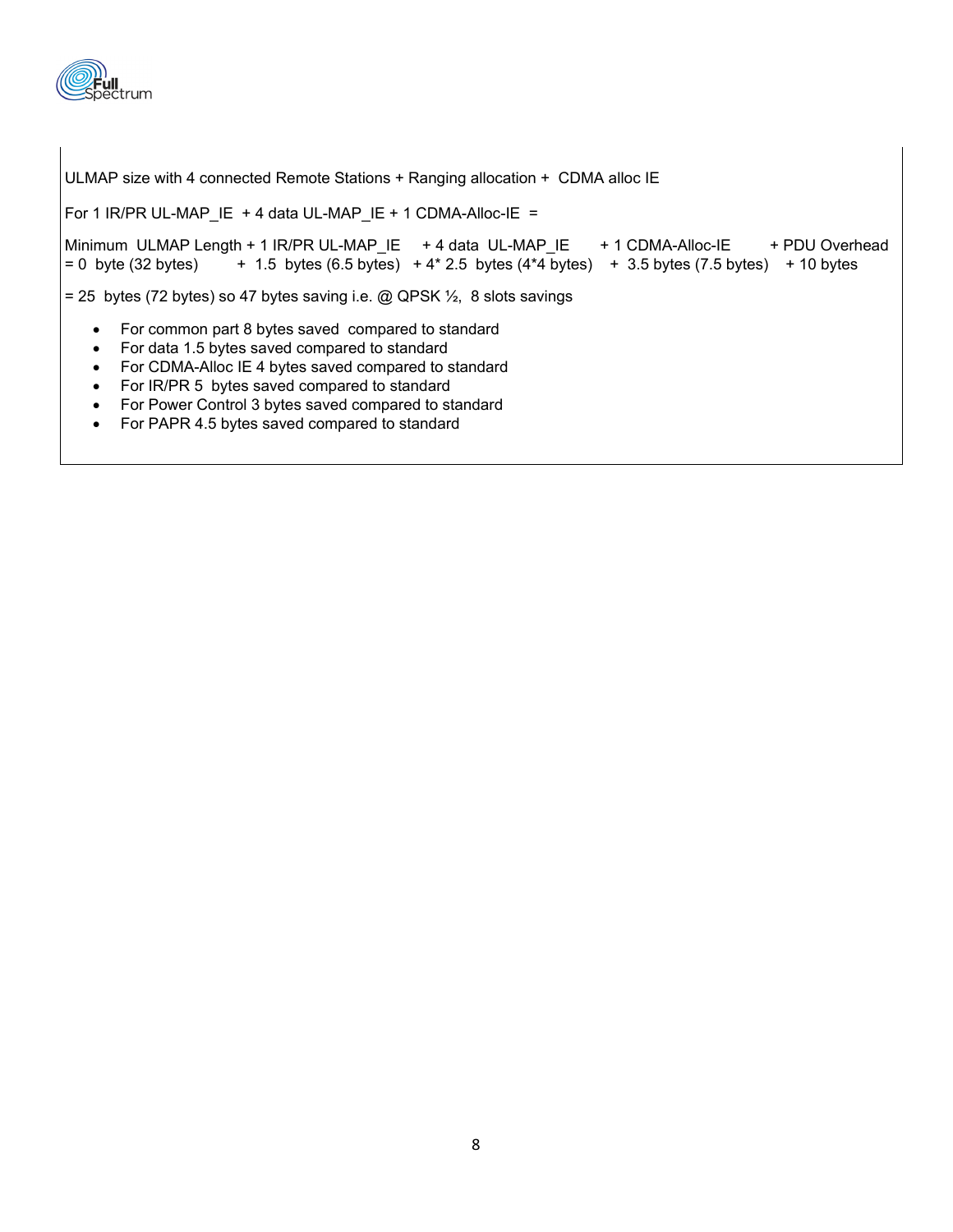ULMAP size with 4 connected Remote Stations + Ranging allocation + CDMA alloc IE

For 1 IR/PR UL-MAP_IE + 4 data UL-MAP_IE + 1 CDMA-Alloc-IE =

| Minimum ULMAP Length | + 1 IR/PR UL-MAP_IE | + 4 data UL-MAP_IE | + 1 CDMA-Alloc-IE | + PDU Overhead |
|---|---|---|---|---|
| = 0 byte (32 bytes) | + 1.5 bytes (6.5 bytes) | + 4* 2.5 bytes (4*4 bytes) | + 3.5 bytes (7.5 bytes) | + 10 bytes |

= 25 bytes (72 bytes) so 47 bytes saving i.e. @ QPSK ½, 8 slots savings

- For common part 8 bytes saved compared to standard
- For data 1.5 bytes saved compared to standard
- For CDMA-Alloc IE 4 bytes saved compared to standard
- For IR/PR 5 bytes saved compared to standard
- For Power Control 3 bytes saved compared to standard
- For PAPR 4.5 bytes saved compared to standard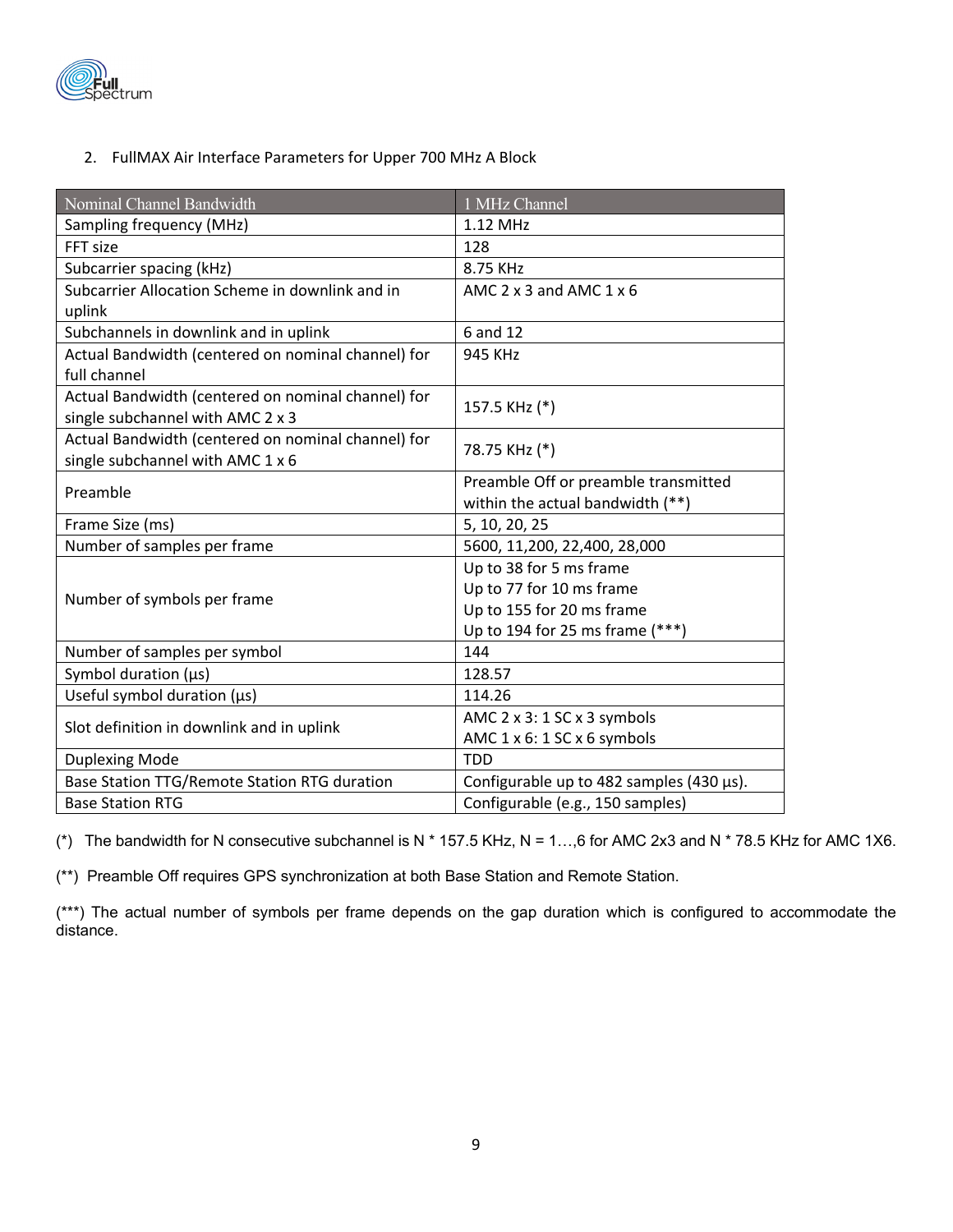2. FullMAX Air Interface Parameters for Upper 700 MHz A Block

| Nominal Channel Bandwidth | 1 MHz Channel |
|---|---|
| Sampling frequency (MHz) | 1.12 MHz |
| FFT size | 128 |
| Subcarrier spacing (kHz) | 8.75 KHz |
| Subcarrier Allocation Scheme in downlink and in uplink | AMC 2 x 3 and AMC 1 x 6 |
| Subchannels in downlink and in uplink | 6 and 12 |
| Actual Bandwidth (centered on nominal channel) for full channel | 945 KHz |
| Actual Bandwidth (centered on nominal channel) for single subchannel with AMC 2 x 3 | 157.5 KHz (*) |
| Actual Bandwidth (centered on nominal channel) for single subchannel with AMC 1 x 6 | 78.75 KHz (*) |
| Preamble | Preamble Off or preamble transmitted within the actual bandwidth (**) |
| Frame Size (ms) | 5, 10, 20, 25 |
| Number of samples per frame | 5600, 11,200, 22,400, 28,000 |
| Number of symbols per frame | Up to 38 for 5 ms frame<br>Up to 77 for 10 ms frame<br>Up to 155 for 20 ms frame<br>Up to 194 for 25 ms frame (***) |
| Number of samples per symbol | 144 |
| Symbol duration (µs) | 128.57 |
| Useful symbol duration (µs) | 114.26 |
| Slot definition in downlink and in uplink | AMC 2 x 3: 1 SC x 3 symbols<br>AMC 1 x 6: 1 SC x 6 symbols |
| Duplexing Mode | TDD |
| Base Station TTG/Remote Station RTG duration | Configurable up to 482 samples (430 µs). |
| Base Station RTG | Configurable (e.g., 150 samples) |

(*) The bandwidth for N consecutive subchannel is N * 157.5 KHz, N = 1…,6 for AMC 2x3 and N * 78.5 KHz for AMC 1X6.

(**) Preamble Off requires GPS synchronization at both Base Station and Remote Station.

(***) The actual number of symbols per frame depends on the gap duration which is configured to accommodate the distance.